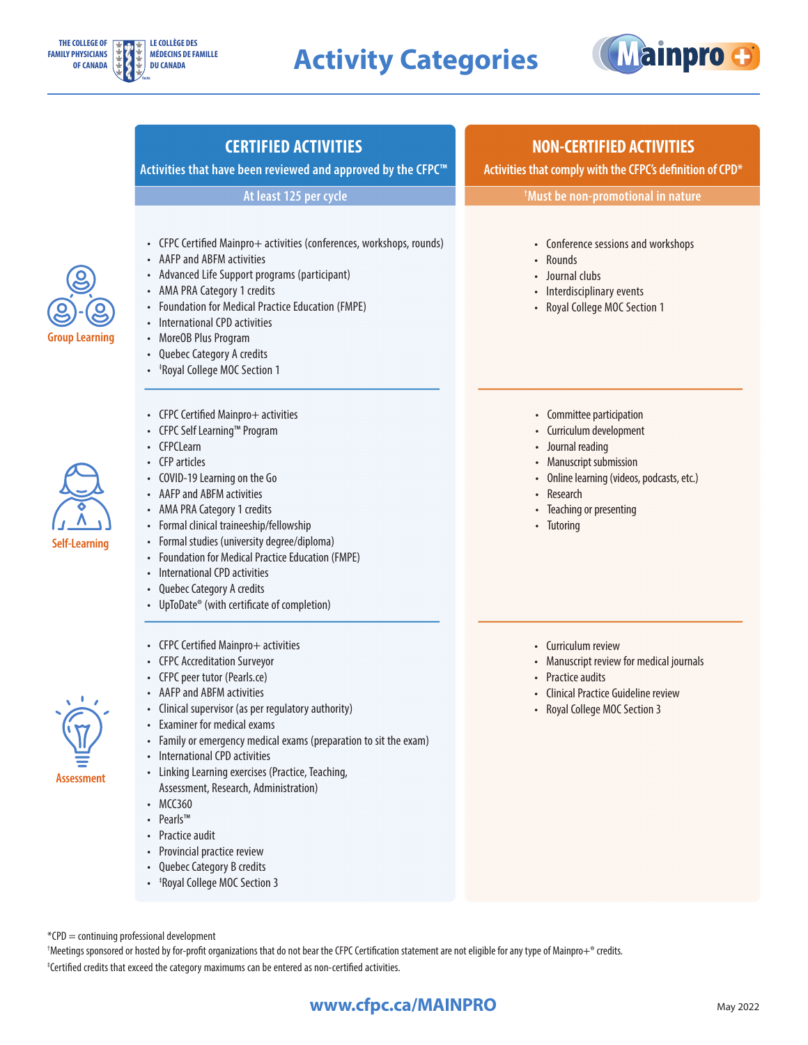# Activity Categories

THE COLLEGE OF FAMILY PHYSICIANS OF CANADA | LE COLLÈGE DES MÉDECINS DE FAMILLE DU CANADA

Mainpro+

| | CERTIFIED ACTIVITIES<br>Activities that have been reviewed and approved by the CFPC™<br>At least 125 per cycle | NON-CERTIFIED ACTIVITIES<br>Activities that comply with the CFPC's definition of CPD*<br>†Must be non-promotional in nature |
|---|---|---|
| **Group Learning** | • CFPC Certified Mainpro+ activities (conferences, workshops, rounds)<br>• AAFP and ABFM activities<br>• Advanced Life Support programs (participant)<br>• AMA PRA Category 1 credits<br>• Foundation for Medical Practice Education (FMPE)<br>• International CPD activities<br>• MoreOB Plus Program<br>• Quebec Category A credits<br>• ‡Royal College MOC Section 1 | • Conference sessions and workshops<br>• Rounds<br>• Journal clubs<br>• Interdisciplinary events<br>• Royal College MOC Section 1 |
| **Self-Learning** | • CFPC Certified Mainpro+ activities<br>• CFPC Self Learning™ Program<br>• CFPCLearn<br>• CFP articles<br>• COVID-19 Learning on the Go<br>• AAFP and ABFM activities<br>• AMA PRA Category 1 credits<br>• Formal clinical traineeship/fellowship<br>• Formal studies (university degree/diploma)<br>• Foundation for Medical Practice Education (FMPE)<br>• International CPD activities<br>• Quebec Category A credits<br>• UpToDate® (with certificate of completion) | • Committee participation<br>• Curriculum development<br>• Journal reading<br>• Manuscript submission<br>• Online learning (videos, podcasts, etc.)<br>• Research<br>• Teaching or presenting<br>• Tutoring |
| **Assessment** | • CFPC Certified Mainpro+ activities<br>• CFPC Accreditation Surveyor<br>• CFPC peer tutor (Pearls.ce)<br>• AAFP and ABFM activities<br>• Clinical supervisor (as per regulatory authority)<br>• Examiner for medical exams<br>• Family or emergency medical exams (preparation to sit the exam)<br>• International CPD activities<br>• Linking Learning exercises (Practice, Teaching, Assessment, Research, Administration)<br>• MCC360<br>• Pearls™<br>• Practice audit<br>• Provincial practice review<br>• Quebec Category B credits<br>• ‡Royal College MOC Section 3 | • Curriculum review<br>• Manuscript review for medical journals<br>• Practice audits<br>• Clinical Practice Guideline review<br>• Royal College MOC Section 3 |

*CPD = continuing professional development

†Meetings sponsored or hosted by for-profit organizations that do not bear the CFPC Certification statement are not eligible for any type of Mainpro+® credits.

‡Certified credits that exceed the category maximums can be entered as non-certified activities.

www.cfpc.ca/MAINPRO

May 2022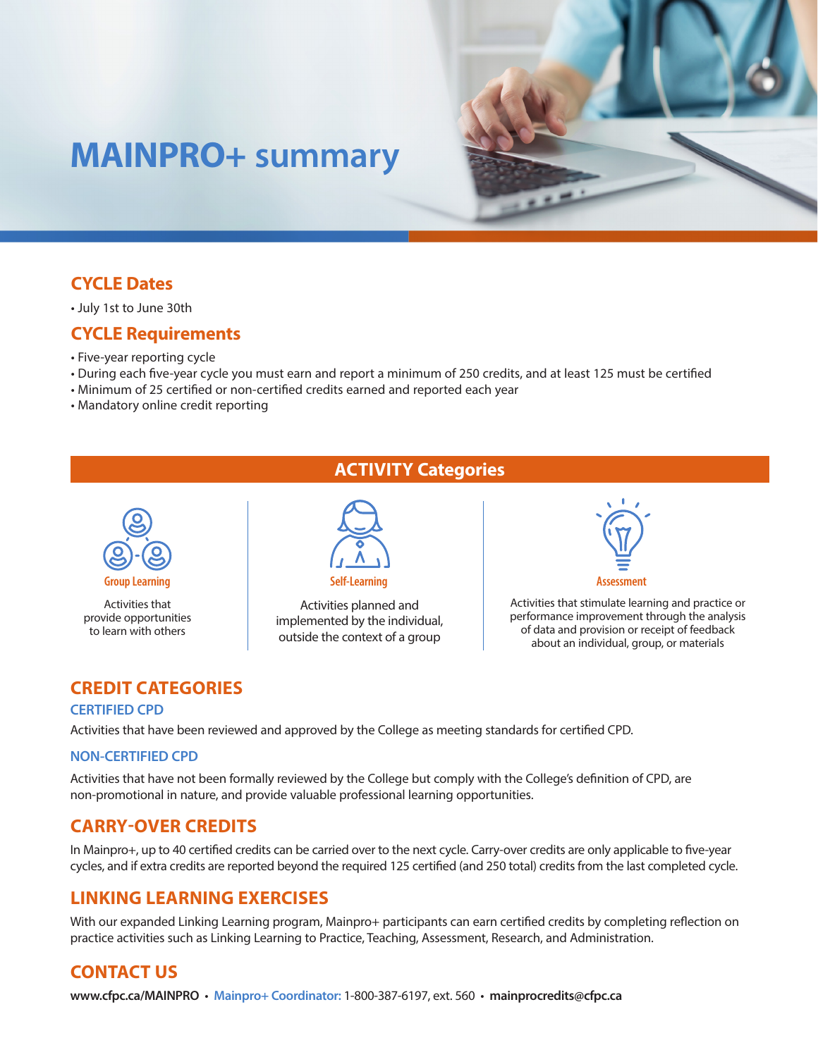# MAINPRO+ summary

## CYCLE Dates

- July 1st to June 30th

## CYCLE Requirements

- Five-year reporting cycle
- During each five-year cycle you must earn and report a minimum of 250 credits, and at least 125 must be certified
- Minimum of 25 certified or non-certified credits earned and reported each year
- Mandatory online credit reporting

## ACTIVITY Categories

**Group Learning**

Activities that provide opportunities to learn with others

**Self-Learning**

Activities planned and implemented by the individual, outside the context of a group

**Assessment**

Activities that stimulate learning and practice or performance improvement through the analysis of data and provision or receipt of feedback about an individual, group, or materials

## CREDIT CATEGORIES

### CERTIFIED CPD

Activities that have been reviewed and approved by the College as meeting standards for certified CPD.

### NON-CERTIFIED CPD

Activities that have not been formally reviewed by the College but comply with the College's definition of CPD, are non-promotional in nature, and provide valuable professional learning opportunities.

## CARRY-OVER CREDITS

In Mainpro+, up to 40 certified credits can be carried over to the next cycle. Carry-over credits are only applicable to five-year cycles, and if extra credits are reported beyond the required 125 certified (and 250 total) credits from the last completed cycle.

## LINKING LEARNING EXERCISES

With our expanded Linking Learning program, Mainpro+ participants can earn certified credits by completing reflection on practice activities such as Linking Learning to Practice, Teaching, Assessment, Research, and Administration.

## CONTACT US

**www.cfpc.ca/MAINPRO** • **Mainpro+ Coordinator:** 1-800-387-6197, ext. 560 • **mainprocredits@cfpc.ca**